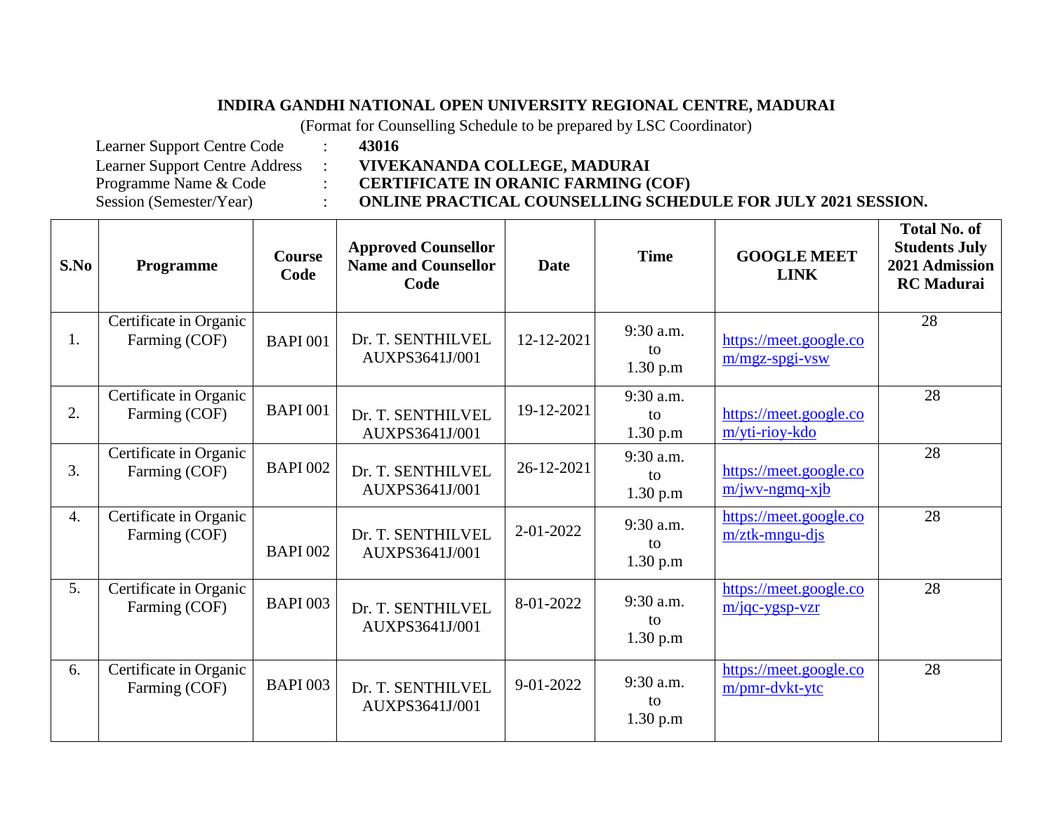**INDIRA GANDHI NATIONAL OPEN UNIVERSITY REGIONAL CENTRE, MADURAI**

(Format for Counselling Schedule to be prepared by LSC Coordinator)

Learner Support Centre Code : **43016**

Learner Support Centre Address : **VIVEKANANDA COLLEGE, MADURAI**

Programme Name & Code : **CERTIFICATE IN ORANIC FARMING (COF)**

Session (Semester/Year) : **ONLINE PRACTICAL COUNSELLING SCHEDULE FOR JULY 2021 SESSION.**

| S.No | Programme | Course Code | Approved Counsellor Name and Counsellor Code | Date | Time | GOOGLE MEET LINK | Total No. of Students July 2021 Admission RC Madurai |
|---|---|---|---|---|---|---|---|
| 1. | Certificate in Organic Farming (COF) | BAPI 001 | Dr. T. SENTHILVEL AUXPS3641J/001 | 12-12-2021 | 9:30 a.m. to 1.30 p.m | https://meet.google.com/mgz-spgi-vsw | 28 |
| 2. | Certificate in Organic Farming (COF) | BAPI 001 | Dr. T. SENTHILVEL AUXPS3641J/001 | 19-12-2021 | 9:30 a.m. to 1.30 p.m | https://meet.google.com/yti-rioy-kdo | 28 |
| 3. | Certificate in Organic Farming (COF) | BAPI 002 | Dr. T. SENTHILVEL AUXPS3641J/001 | 26-12-2021 | 9:30 a.m. to 1.30 p.m | https://meet.google.com/jwv-ngmq-xjb | 28 |
| 4. | Certificate in Organic Farming (COF) | BAPI 002 | Dr. T. SENTHILVEL AUXPS3641J/001 | 2-01-2022 | 9:30 a.m. to 1.30 p.m | https://meet.google.com/ztk-mngu-djs | 28 |
| 5. | Certificate in Organic Farming (COF) | BAPI 003 | Dr. T. SENTHILVEL AUXPS3641J/001 | 8-01-2022 | 9:30 a.m. to 1.30 p.m | https://meet.google.com/jqc-ygsp-vzr | 28 |
| 6. | Certificate in Organic Farming (COF) | BAPI 003 | Dr. T. SENTHILVEL AUXPS3641J/001 | 9-01-2022 | 9:30 a.m. to 1.30 p.m | https://meet.google.com/pmr-dvkt-ytc | 28 |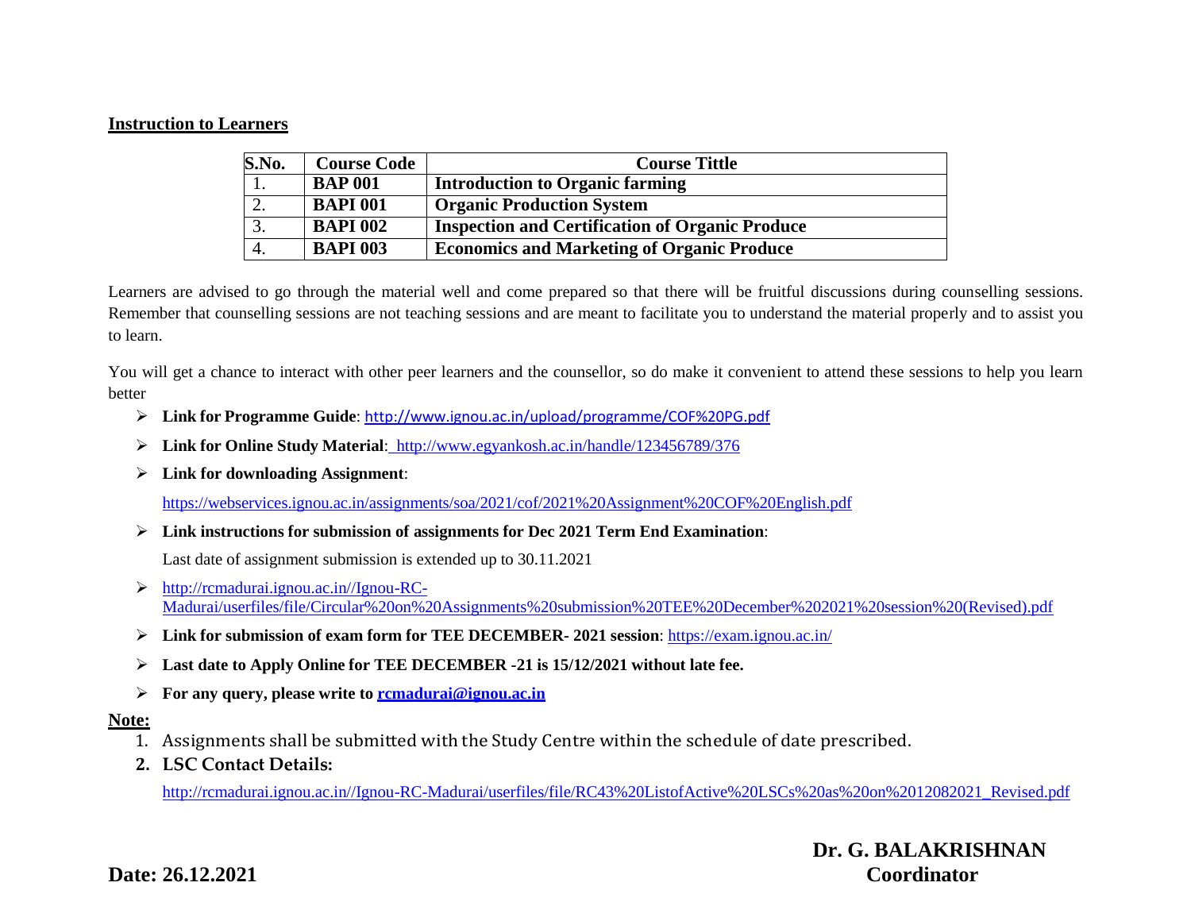**Instruction to Learners**

| S.No. | Course Code | Course Tittle |
|---|---|---|
| 1. | **BAP 001** | **Introduction to Organic farming** |
| 2. | **BAPI 001** | **Organic Production System** |
| 3. | **BAPI 002** | **Inspection and Certification of Organic Produce** |
| 4. | **BAPI 003** | **Economics and Marketing of Organic Produce** |

Learners are advised to go through the material well and come prepared so that there will be fruitful discussions during counselling sessions. Remember that counselling sessions are not teaching sessions and are meant to facilitate you to understand the material properly and to assist you to learn.

You will get a chance to interact with other peer learners and the counsellor, so do make it convenient to attend these sessions to help you learn better

- **Link for Programme Guide**: http://www.ignou.ac.in/upload/programme/COF%20PG.pdf
- **Link for Online Study Material**: http://www.egyankosh.ac.in/handle/123456789/376
- **Link for downloading Assignment**:

  https://webservices.ignou.ac.in/assignments/soa/2021/cof/2021%20Assignment%20COF%20English.pdf
- **Link instructions for submission of assignments for Dec 2021 Term End Examination**:

  Last date of assignment submission is extended up to 30.11.2021
- http://rcmadurai.ignou.ac.in//Ignou-RC-Madurai/userfiles/file/Circular%20on%20Assignments%20submission%20TEE%20December%202021%20session%20(Revised).pdf
- **Link for submission of exam form for TEE DECEMBER- 2021 session**: https://exam.ignou.ac.in/
- **Last date to Apply Online for TEE DECEMBER -21 is 15/12/2021 without late fee.**
- **For any query, please write to rcmadurai@ignou.ac.in**

**Note:**

1. Assignments shall be submitted with the Study Centre within the schedule of date prescribed.
2. **LSC Contact Details:**

   http://rcmadurai.ignou.ac.in//Ignou-RC-Madurai/userfiles/file/RC43%20ListofActive%20LSCs%20as%20on%2012082021_Revised.pdf

**Dr. G. BALAKRISHNAN**
**Coordinator**

**Date: 26.12.2021**